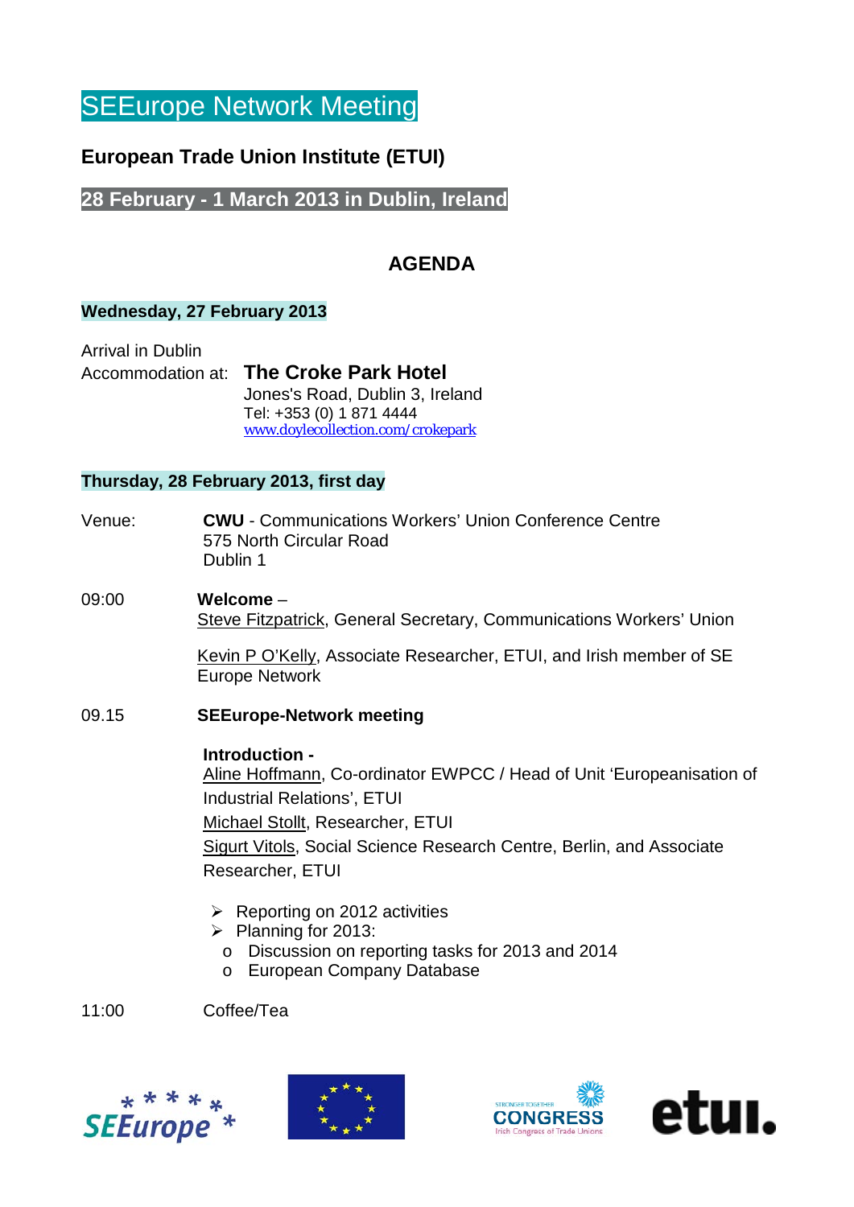# SEEurope Network Meeting

## European Trade Union Institute (ETUI)

### 28 February - 1 March 2013 in Dublin, Ireland

## AGENDA

### Wednesday, 27 February 2013

Arrival in Dublin

Accommodation at: **The Croke Park Hotel**
Jones's Road, Dublin 3, Ireland
Tel: +353 (0) 1 871 4444
www.doylecollection.com/crokepark

### Thursday, 28 February 2013, first day

Venue: **CWU** - Communications Workers' Union Conference Centre
575 North Circular Road
Dublin 1

09:00 **Welcome** –
Steve Fitzpatrick, General Secretary, Communications Workers' Union

Kevin P O'Kelly, Associate Researcher, ETUI, and Irish member of SE Europe Network

09.15 **SEEurope-Network meeting**

**Introduction -**
Aline Hoffmann, Co-ordinator EWPCC / Head of Unit 'Europeanisation of Industrial Relations', ETUI
Michael Stollt, Researcher, ETUI
Sigurt Vitols, Social Science Research Centre, Berlin, and Associate Researcher, ETUI

- Reporting on 2012 activities
- Planning for 2013:
  - Discussion on reporting tasks for 2013 and 2014
  - European Company Database

11:00 Coffee/Tea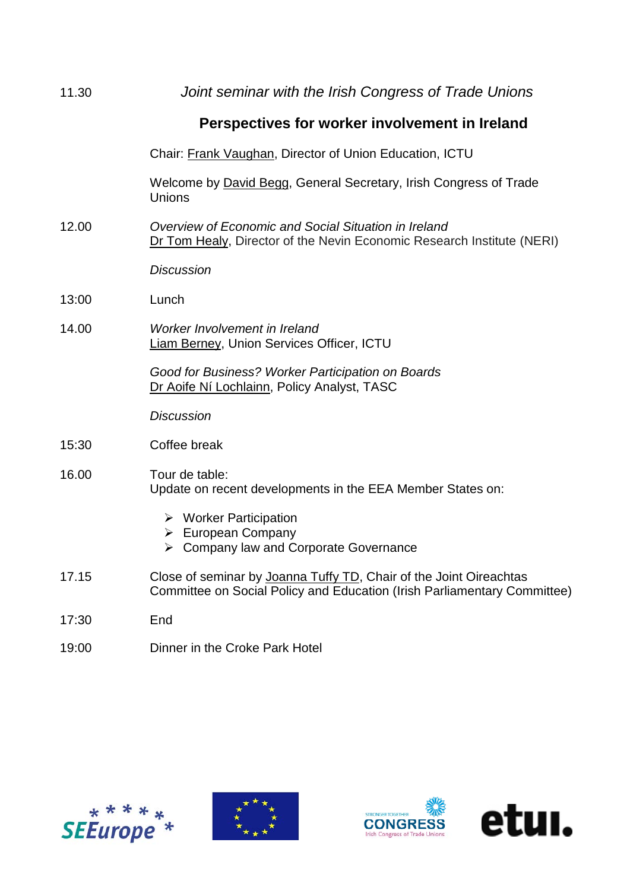| | |
|---|---|
| 11.30 | *Joint seminar with the Irish Congress of Trade Unions* |
| | **Perspectives for worker involvement in Ireland** |
| | Chair: Frank Vaughan, Director of Union Education, ICTU |
| | Welcome by David Begg, General Secretary, Irish Congress of Trade Unions |
| 12.00 | *Overview of Economic and Social Situation in Ireland*<br>Dr Tom Healy, Director of the Nevin Economic Research Institute (NERI) |
| | *Discussion* |
| 13:00 | Lunch |
| 14.00 | *Worker Involvement in Ireland*<br>Liam Berney, Union Services Officer, ICTU |
| | *Good for Business? Worker Participation on Boards*<br>Dr Aoife Ní Lochlainn, Policy Analyst, TASC |
| | *Discussion* |
| 15:30 | Coffee break |
| 16.00 | Tour de table:<br>Update on recent developments in the EEA Member States on:<br>➢ Worker Participation<br>➢ European Company<br>➢ Company law and Corporate Governance |
| 17.15 | Close of seminar by Joanna Tuffy TD, Chair of the Joint Oireachtas Committee on Social Policy and Education (Irish Parliamentary Committee) |
| 17:30 | End |
| 19:00 | Dinner in the Croke Park Hotel |

SEEurope · CONGRESS – Stronger Together – Irish Congress of Trade Unions · etui.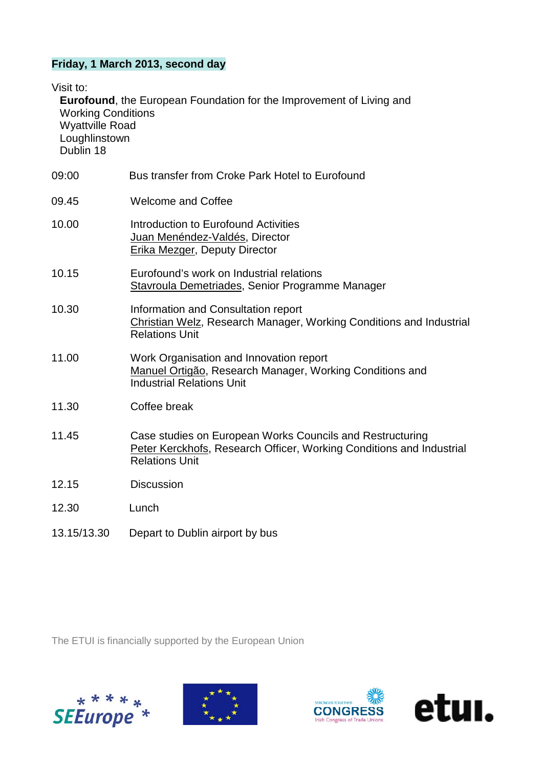**Friday, 1 March 2013, second day**

Visit to:
**Eurofound**, the European Foundation for the Improvement of Living and Working Conditions
Wyattville Road
Loughlinstown
Dublin 18

| | |
|---|---|
| 09:00 | Bus transfer from Croke Park Hotel to Eurofound |
| 09.45 | Welcome and Coffee |
| 10.00 | Introduction to Eurofound Activities<br>Juan Menéndez-Valdés, Director<br>Erika Mezger, Deputy Director |
| 10.15 | Eurofound's work on Industrial relations<br>Stavroula Demetriades, Senior Programme Manager |
| 10.30 | Information and Consultation report<br>Christian Welz, Research Manager, Working Conditions and Industrial Relations Unit |
| 11.00 | Work Organisation and Innovation report<br>Manuel Ortigão, Research Manager, Working Conditions and Industrial Relations Unit |
| 11.30 | Coffee break |
| 11.45 | Case studies on European Works Councils and Restructuring<br>Peter Kerckhofs, Research Officer, Working Conditions and Industrial Relations Unit |
| 12.15 | Discussion |
| 12.30 | Lunch |
| 13.15/13.30 | Depart to Dublin airport by bus |

The ETUI is financially supported by the European Union